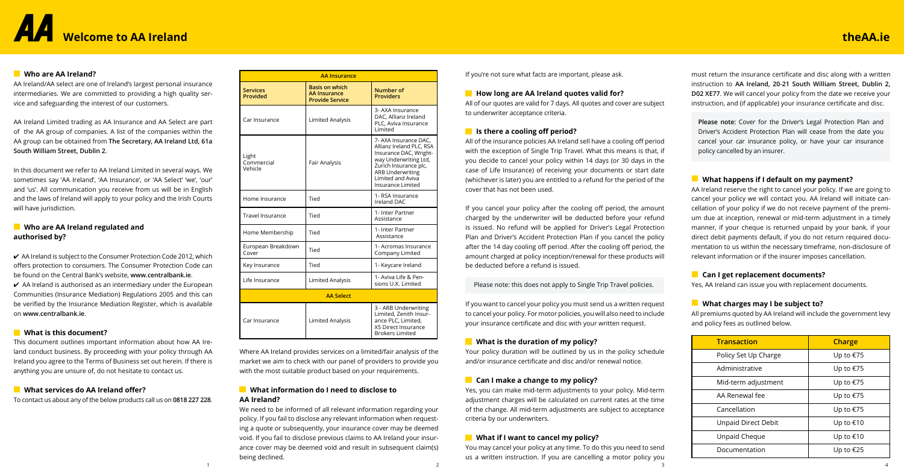# Welcome to AA Ireland

## Who are AA Ireland?

AA Ireland/AA select are one of Ireland's largest personal insurance intermediaries. We are committed to providing a high quality service and safeguarding the interest of our customers.

AA Ireland Limited trading as AA Insurance and AA Select are part of the AA group of companies. A list of the companies within the AA group can be obtained from **The Secretary, AA Ireland Ltd, 61a South William Street, Dublin 2**.

In this document we refer to AA Ireland Limited in several ways. We sometimes say 'AA Ireland', 'AA Insurance', or 'AA Select' 'we', 'our' and 'us'. All communication you receive from us will be in English and the laws of Ireland will apply to your policy and the Irish Courts will have jurisdiction.

## Who are AA Ireland regulated and authorised by?

✔ AA Ireland is subject to the Consumer Protection Code 2012, which offers protection to consumers. The Consumer Protection Code can be found on the Central Bank's website, **www.centralbank.ie**.

✔ AA Ireland is authorised as an intermediary under the European Communities (Insurance Mediation) Regulations 2005 and this can be verified by the Insurance Mediation Register, which is available on **www.centralbank.ie**.

## What is this document?

This document outlines important information about how AA Ireland conduct business. By proceeding with your policy through AA Ireland you agree to the Terms of Business set out herein. If there is anything you are unsure of, do not hesitate to contact us.

## What services do AA Ireland offer?

To contact us about any of the below products call us on **0818 227 228**.

| **AA Insurance** | | |
|---|---|---|
| **Services Provided** | **Basis on which AA Insurance Provide Service** | **Number of Providers** |
| Car Insurance | Limited Analysis | 3- AXA Insurance DAC, Allianz Ireland PLC, Aviva Insurance Limited |
| Light Commercial Vehicle | Fair Analysis | 7- AXA Insurance DAC, Allianz Ireland PLC, RSA Insurance DAC, Wright-way Underwriting Ltd, Zurich Insurance plc, ARB Underwriting Limited and Aviva Insurance Limited |
| Home Insurance | Tied | 1- RSA Insurance Ireland DAC |
| Travel Insurance | Tied | 1- Inter Partner Assistance |
| Home Membership | Tied | 1- Inter Partner Assistance |
| European Breakdown Cover | Tied | 1- Acromas Insurance Company Limited |
| Key Insurance | Tied | 1- Keycare Ireland |
| Life Insurance | Limited Analysis | 1- Aviva Life & Pensions U.K. Limited |
| **AA Select** | | |
| Car Insurance | Limited Analysis | 3 - ARB Underwriting Limited, Zenith Insurance PLC, Limited, XS Direct Insurance Brokers Limited |

Where AA Ireland provides services on a limited/fair analysis of the market we aim to check with our panel of providers to provide you with the most suitable product based on your requirements.

## What information do I need to disclose to AA Ireland?

We need to be informed of all relevant information regarding your policy. If you fail to disclose any relevant information when requesting a quote or subsequently, your insurance cover may be deemed void. If you fail to disclose previous claims to AA Ireland your insurance cover may be deemed void and result in subsequent claim(s) being declined.

If you're not sure what facts are important, please ask.

## How long are AA Ireland quotes valid for?

All of our quotes are valid for 7 days. All quotes and cover are subject to underwriter acceptance criteria.

## Is there a cooling off period?

All of the insurance policies AA Ireland sell have a cooling off period with the exception of Single Trip Travel. What this means is that, if you decide to cancel your policy within 14 days (or 30 days in the case of Life Insurance) of receiving your documents or start date (whichever is later) you are entitled to a refund for the period of the cover that has not been used.

If you cancel your policy after the cooling off period, the amount charged by the underwriter will be deducted before your refund is issued. No refund will be applied for Driver's Legal Protection Plan and Driver's Accident Protection Plan if you cancel the policy after the 14 day cooling off period. After the cooling off period, the amount charged at policy inception/renewal for these products will be deducted before a refund is issued.

Please note: this does not apply to Single Trip Travel policies.

If you want to cancel your policy you must send us a written request to cancel your policy. For motor policies, you will also need to include your insurance certificate and disc with your written request.

## What is the duration of my policy?

Your policy duration will be outlined by us in the policy schedule and/or insurance certificate and disc and/or renewal notice.

## Can I make a change to my policy?

Yes, you can make mid-term adjustments to your policy. Mid-term adjustment charges will be calculated on current rates at the time of the change. All mid-term adjustments are subject to acceptance criteria by our underwriters.

## What if I want to cancel my policy?

You may cancel your policy at any time. To do this you need to send us a written instruction. If you are cancelling a motor policy you must return the insurance certificate and disc along with a written instruction to **AA Ireland, 20-21 South William Street, Dublin 2, D02 XE77**. We will cancel your policy from the date we receive your instruction, and (if applicable) your insurance certificate and disc.

**Please note:** Cover for the Driver's Legal Protection Plan and Driver's Accident Protection Plan will cease from the date you cancel your car insurance policy, or have your car insurance policy cancelled by an insurer.

## What happens if I default on my payment?

AA Ireland reserve the right to cancel your policy. If we are going to cancel your policy we will contact you. AA Ireland will initiate cancellation of your policy if we do not receive payment of the premium due at inception, renewal or mid-term adjustment in a timely manner, if your cheque is returned unpaid by your bank, if your direct debit payments default, if you do not return required documentation to us within the necessary timeframe, non-disclosure of relevant information or if the insurer imposes cancellation.

## Can I get replacement documents?

Yes, AA Ireland can issue you with replacement documents.

## What charges may I be subject to?

All premiums quoted by AA Ireland will include the government levy and policy fees as outlined below.

| Transaction | Charge |
|---|---|
| Policy Set Up Charge | Up to €75 |
| Administrative | Up to €75 |
| Mid-term adjustment | Up to €75 |
| AA Renewal fee | Up to €75 |
| Cancellation | Up to €75 |
| Unpaid Direct Debit | Up to €10 |
| Unpaid Cheque | Up to €10 |
| Documentation | Up to €25 |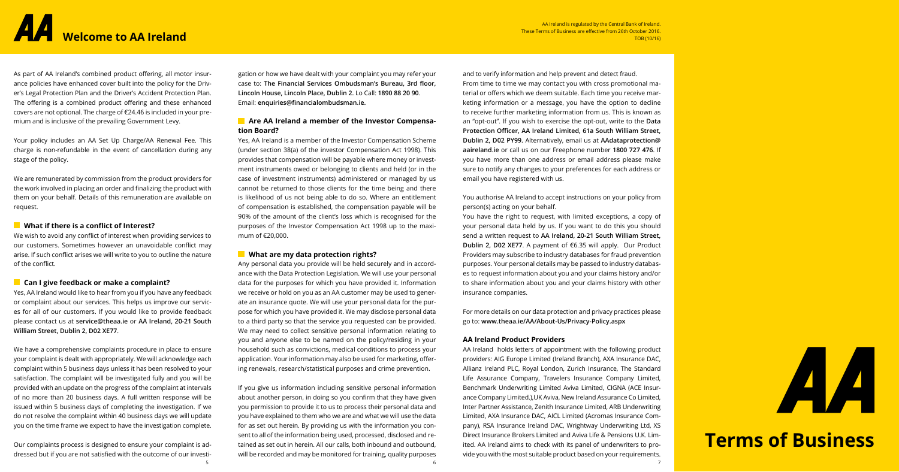# Welcome to AA Ireland

AA Ireland is regulated by the Central Bank of Ireland.
These Terms of Business are effective from 26th October 2016.
TOB (10/16)

As part of AA Ireland's combined product offering, all motor insurance policies have enhanced cover built into the policy for the Driver's Legal Protection Plan and the Driver's Accident Protection Plan. The offering is a combined product offering and these enhanced covers are not optional. The charge of €24.46 is included in your premium and is inclusive of the prevailing Government Levy.

Your policy includes an AA Set Up Charge/AA Renewal Fee. This charge is non-refundable in the event of cancellation during any stage of the policy.

We are remunerated by commission from the product providers for the work involved in placing an order and finalizing the product with them on your behalf. Details of this remuneration are available on request.

## What if there is a conflict of Interest?

We wish to avoid any conflict of interest when providing services to our customers. Sometimes however an unavoidable conflict may arise. If such conflict arises we will write to you to outline the nature of the conflict.

## Can I give feedback or make a complaint?

Yes, AA Ireland would like to hear from you if you have any feedback or complaint about our services. This helps us improve our services for all of our customers. If you would like to provide feedback please contact us at **service@theaa.ie** or **AA Ireland, 20-21 South William Street, Dublin 2, D02 XE77**.

We have a comprehensive complaints procedure in place to ensure your complaint is dealt with appropriately. We will acknowledge each complaint within 5 business days unless it has been resolved to your satisfaction. The complaint will be investigated fully and you will be provided with an update on the progress of the complaint at intervals of no more than 20 business days. A full written response will be issued within 5 business days of completing the investigation. If we do not resolve the complaint within 40 business days we will update you on the time frame we expect to have the investigation complete.

Our complaints process is designed to ensure your complaint is addressed but if you are not satisfied with the outcome of our investigation or how we have dealt with your complaint you may refer your case to: **The Financial Services Ombudsman's Bureau, 3rd floor, Lincoln House, Lincoln Place, Dublin 2.** Lo Call: **1890 88 20 90**. Email: **enquiries@financialombudsman.ie.**

## Are AA Ireland a member of the Investor Compensation Board?

Yes, AA Ireland is a member of the Investor Compensation Scheme (under section 38(a) of the investor Compensation Act 1998). This provides that compensation will be payable where money or investment instruments owed or belonging to clients and held (or in the case of investment instruments) administered or managed by us cannot be returned to those clients for the time being and there is likelihood of us not being able to do so. Where an entitlement of compensation is established, the compensation payable will be 90% of the amount of the client's loss which is recognised for the purposes of the Investor Compensation Act 1998 up to the maximum of €20,000.

## What are my data protection rights?

Any personal data you provide will be held securely and in accordance with the Data Protection Legislation. We will use your personal data for the purposes for which you have provided it. Information we receive or hold on you as an AA customer may be used to generate an insurance quote. We will use your personal data for the purpose for which you have provided it. We may disclose personal data to a third party so that the service you requested can be provided. We may need to collect sensitive personal information relating to you and anyone else to be named on the policy/residing in your household such as convictions, medical conditions to process your application. Your information may also be used for marketing, offering renewals, research/statistical purposes and crime prevention.

If you give us information including sensitive personal information about another person, in doing so you confirm that they have given you permission to provide it to us to process their personal data and you have explained to them who we are and what we will use the data for as set out herein. By providing us with the information you consent to all of the information being used, processed, disclosed and retained as set out in herein. All our calls, both inbound and outbound, will be recorded and may be monitored for training, quality purposes and to verify information and help prevent and detect fraud.

From time to time we may contact you with cross promotional material or offers which we deem suitable. Each time you receive marketing information or a message, you have the option to decline to receive further marketing information from us. This is known as an "opt-out". If you wish to exercise the opt-out, write to the **Data Protection Officer, AA Ireland Limited, 61a South William Street, Dublin 2, D02 PY99.** Alternatively, email us at **AAdataprotection@aaireland.ie** or call us on our Freephone number **1800 727 476**. If you have more than one address or email address please make sure to notify any changes to your preferences for each address or email you have registered with us.

You authorise AA Ireland to accept instructions on your policy from person(s) acting on your behalf.

You have the right to request, with limited exceptions, a copy of your personal data held by us. If you want to do this you should send a written request to **AA Ireland, 20-21 South William Street, Dublin 2, D02 XE77**. A payment of €6.35 will apply. Our Product Providers may subscribe to industry databases for fraud prevention purposes. Your personal details may be passed to industry databases to request information about you and your claims history and/or to share information about you and your claims history with other insurance companies.

For more details on our data protection and privacy practices please go to: **www.theaa.ie/AA/About-Us/Privacy-Policy.aspx**

## AA Ireland Product Providers

AA Ireland holds letters of appointment with the following product providers: AIG Europe Limited (Ireland Branch), AXA Insurance DAC, Allianz Ireland PLC, Royal London, Zurich Insurance, The Standard Life Assurance Company, Travelers Insurance Company Limited, Benchmark Underwriting Limited Aviva Limited, CIGNA (ACE Insurance Company Limited.),UK Aviva, New Ireland Assurance Co Limited, Inter Partner Assistance, Zenith Insurance Limited, ARB Underwriting Limited, AXA Insurance DAC, AICL Limited (Acromas Insurance Company), RSA Insurance Ireland DAC, Wrightway Underwriting Ltd, XS Direct Insurance Brokers Limited and Aviva Life & Pensions U.K. Limited. AA Ireland aims to check with its panel of underwriters to provide you with the most suitable product based on your requirements.

# Terms of Business